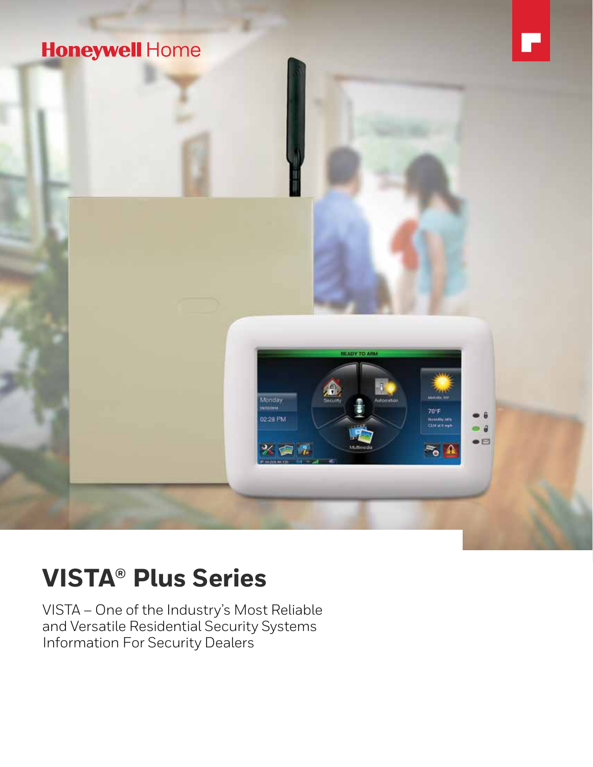Honeywell Home

# VISTA® Plus Series

VISTA – One of the Industry's Most Reliable and Versatile Residential Security Systems
Information For Security Dealers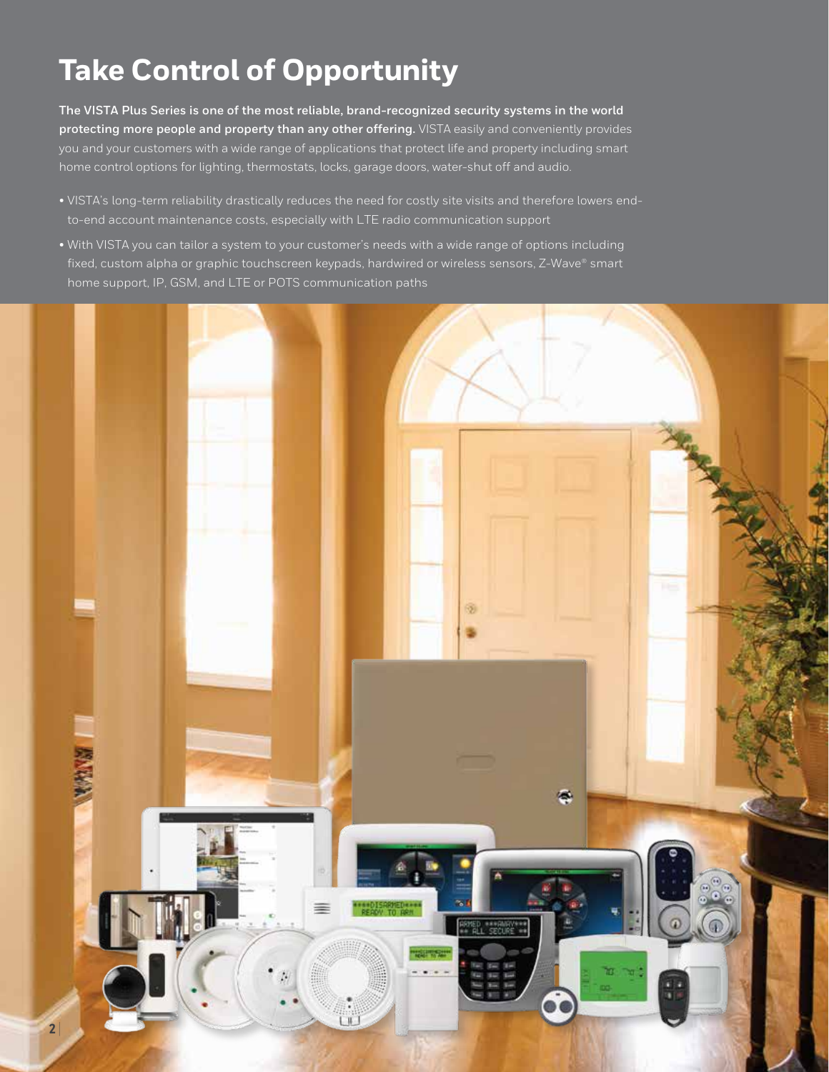# Take Control of Opportunity

**The VISTA Plus Series is one of the most reliable, brand-recognized security systems in the world protecting more people and property than any other offering.** VISTA easily and conveniently provides you and your customers with a wide range of applications that protect life and property including smart home control options for lighting, thermostats, locks, garage doors, water-shut off and audio.

- VISTA's long-term reliability drastically reduces the need for costly site visits and therefore lowers end-to-end account maintenance costs, especially with LTE radio communication support
- With VISTA you can tailor a system to your customer's needs with a wide range of options including fixed, custom alpha or graphic touchscreen keypads, hardwired or wireless sensors, Z-Wave® smart home support, IP, GSM, and LTE or POTS communication paths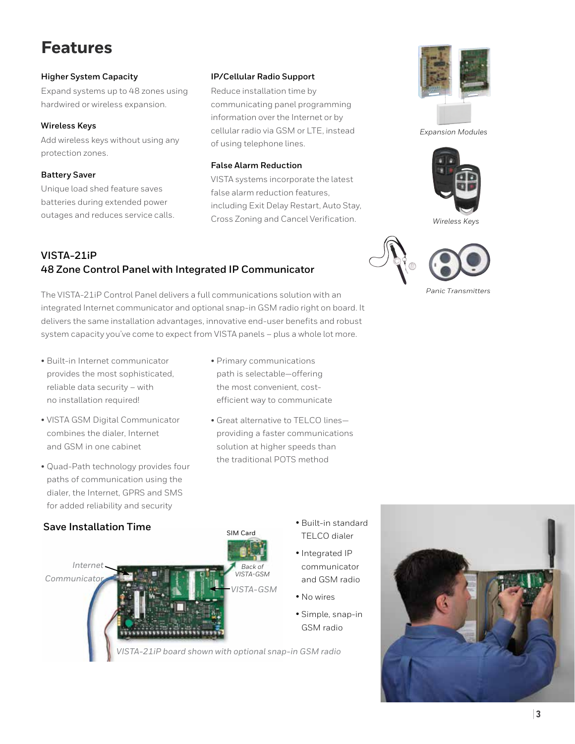# Features

### Higher System Capacity

Expand systems up to 48 zones using hardwired or wireless expansion.

### Wireless Keys

Add wireless keys without using any protection zones.

### Battery Saver

Unique load shed feature saves batteries during extended power outages and reduces service calls.

### IP/Cellular Radio Support

Reduce installation time by communicating panel programming information over the Internet or by cellular radio via GSM or LTE, instead of using telephone lines.

### False Alarm Reduction

VISTA systems incorporate the latest false alarm reduction features, including Exit Delay Restart, Auto Stay, Cross Zoning and Cancel Verification.

*Expansion Modules*

*Wireless Keys*

*Panic Transmitters*

## VISTA-21iP
## 48 Zone Control Panel with Integrated IP Communicator

The VISTA-21iP Control Panel delivers a full communications solution with an integrated Internet communicator and optional snap-in GSM radio right on board. It delivers the same installation advantages, innovative end-user benefits and robust system capacity you've come to expect from VISTA panels – plus a whole lot more.

- Built-in Internet communicator provides the most sophisticated, reliable data security – with no installation required!
- VISTA GSM Digital Communicator combines the dialer, Internet and GSM in one cabinet
- Quad-Path technology provides four paths of communication using the dialer, the Internet, GPRS and SMS for added reliability and security
- Primary communications path is selectable—offering the most convenient, cost-efficient way to communicate
- Great alternative to TELCO lines—providing a faster communications solution at higher speeds than the traditional POTS method

### Save Installation Time

Internet Communicator

SIM Card

Back of VISTA-GSM

VISTA-GSM

*VISTA-21iP board shown with optional snap-in GSM radio*

- Built-in standard TELCO dialer
- Integrated IP communicator and GSM radio
- No wires
- Simple, snap-in GSM radio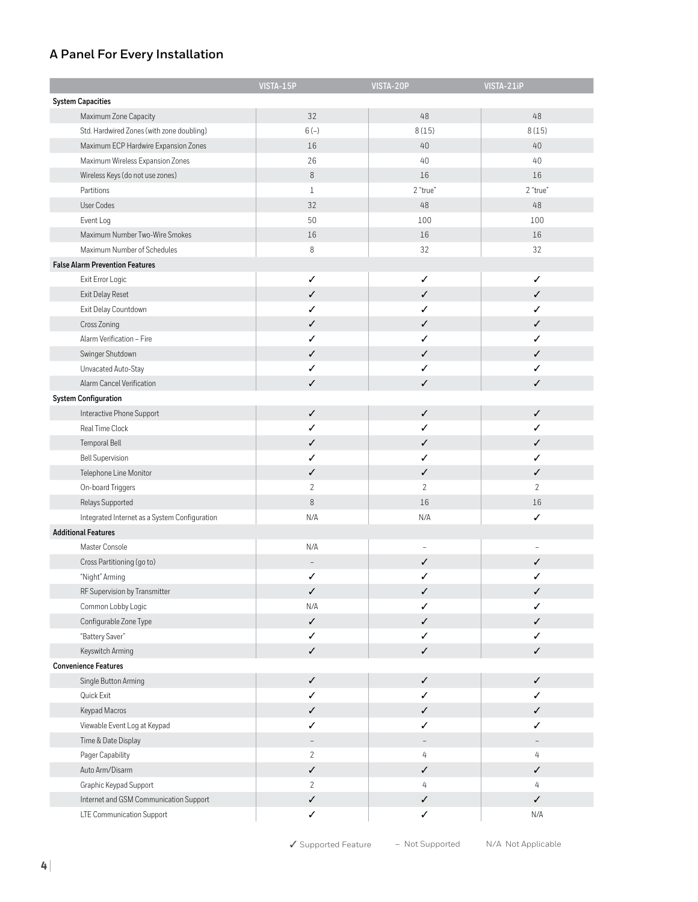## A Panel For Every Installation

| | VISTA-15P | VISTA-20P | VISTA-21iP |
|---|---|---|---|
| **System Capacities** | | | |
| Maximum Zone Capacity | 32 | 48 | 48 |
| Std. Hardwired Zones (with zone doubling) | 6 (–) | 8 (15) | 8 (15) |
| Maximum ECP Hardwire Expansion Zones | 16 | 40 | 40 |
| Maximum Wireless Expansion Zones | 26 | 40 | 40 |
| Wireless Keys (do not use zones) | 8 | 16 | 16 |
| Partitions | 1 | 2 "true" | 2 "true" |
| User Codes | 32 | 48 | 48 |
| Event Log | 50 | 100 | 100 |
| Maximum Number Two-Wire Smokes | 16 | 16 | 16 |
| Maximum Number of Schedules | 8 | 32 | 32 |
| **False Alarm Prevention Features** | | | |
| Exit Error Logic | ✓ | ✓ | ✓ |
| Exit Delay Reset | ✓ | ✓ | ✓ |
| Exit Delay Countdown | ✓ | ✓ | ✓ |
| Cross Zoning | ✓ | ✓ | ✓ |
| Alarm Verification – Fire | ✓ | ✓ | ✓ |
| Swinger Shutdown | ✓ | ✓ | ✓ |
| Unvacated Auto-Stay | ✓ | ✓ | ✓ |
| Alarm Cancel Verification | ✓ | ✓ | ✓ |
| **System Configuration** | | | |
| Interactive Phone Support | ✓ | ✓ | ✓ |
| Real Time Clock | ✓ | ✓ | ✓ |
| Temporal Bell | ✓ | ✓ | ✓ |
| Bell Supervision | ✓ | ✓ | ✓ |
| Telephone Line Monitor | ✓ | ✓ | ✓ |
| On-board Triggers | 2 | 2 | 2 |
| Relays Supported | 8 | 16 | 16 |
| Integrated Internet as a System Configuration | N/A | N/A | ✓ |
| **Additional Features** | | | |
| Master Console | N/A | – | – |
| Cross Partitioning (go to) | – | ✓ | ✓ |
| "Night" Arming | ✓ | ✓ | ✓ |
| RF Supervision by Transmitter | ✓ | ✓ | ✓ |
| Common Lobby Logic | N/A | ✓ | ✓ |
| Configurable Zone Type | ✓ | ✓ | ✓ |
| "Battery Saver" | ✓ | ✓ | ✓ |
| Keyswitch Arming | ✓ | ✓ | ✓ |
| **Convenience Features** | | | |
| Single Button Arming | ✓ | ✓ | ✓ |
| Quick Exit | ✓ | ✓ | ✓ |
| Keypad Macros | ✓ | ✓ | ✓ |
| Viewable Event Log at Keypad | ✓ | ✓ | ✓ |
| Time & Date Display | – | – | – |
| Pager Capability | 2 | 4 | 4 |
| Auto Arm/Disarm | ✓ | ✓ | ✓ |
| Graphic Keypad Support | 2 | 4 | 4 |
| Internet and GSM Communication Support | ✓ | ✓ | ✓ |
| LTE Communication Support | ✓ | ✓ | N/A |

✓ Supported Feature – Not Supported N/A Not Applicable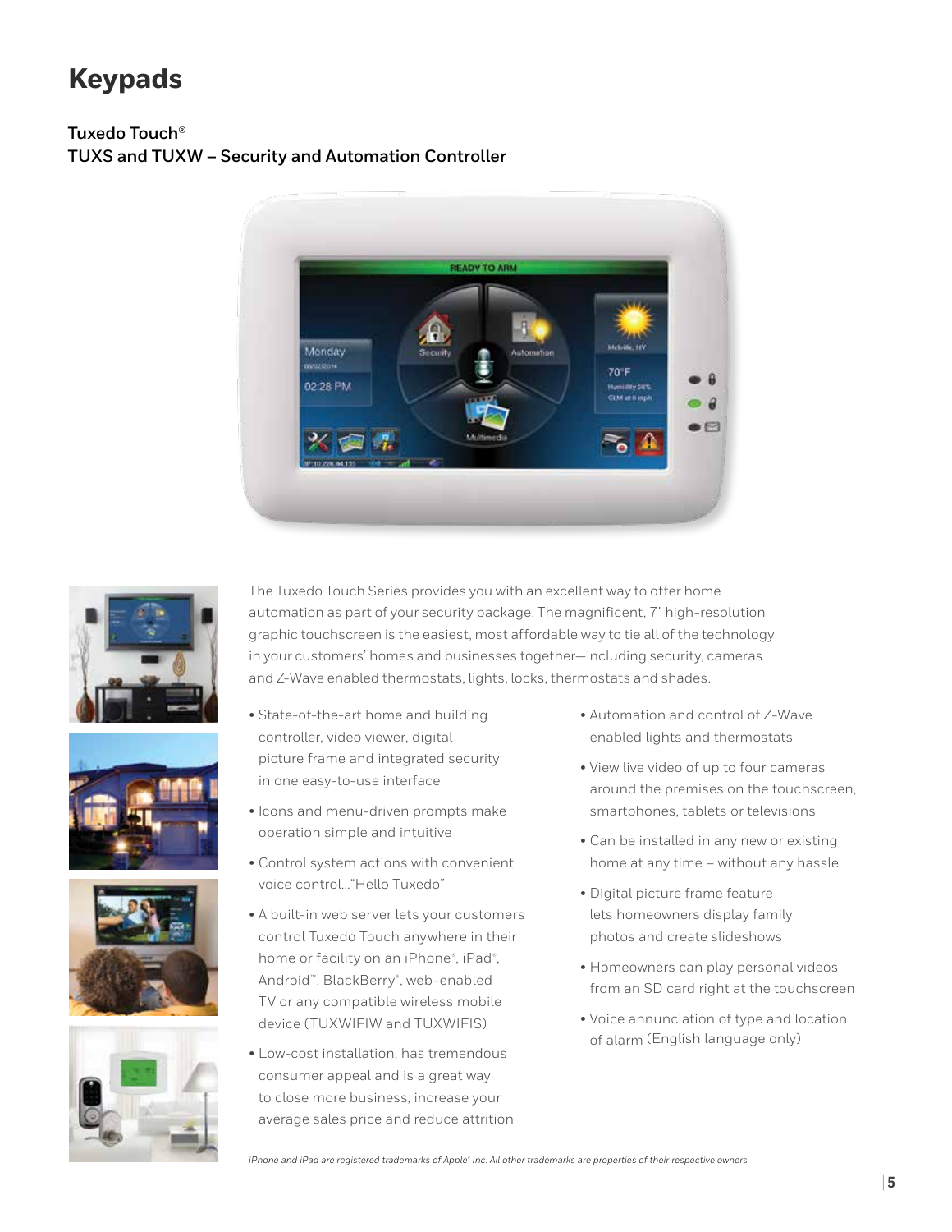# Keypads

### Tuxedo Touch®
### TUXS and TUXW – Security and Automation Controller

The Tuxedo Touch Series provides you with an excellent way to offer home automation as part of your security package. The magnificent, 7" high-resolution graphic touchscreen is the easiest, most affordable way to tie all of the technology in your customers' homes and businesses together—including security, cameras and Z-Wave enabled thermostats, lights, locks, thermostats and shades.

- State-of-the-art home and building controller, video viewer, digital picture frame and integrated security in one easy-to-use interface
- Icons and menu-driven prompts make operation simple and intuitive
- Control system actions with convenient voice control…"Hello Tuxedo"
- A built-in web server lets your customers control Tuxedo Touch anywhere in their home or facility on an iPhone®, iPad®, Android™, BlackBerry®, web-enabled TV or any compatible wireless mobile device (TUXWIFIW and TUXWIFIS)
- Low-cost installation, has tremendous consumer appeal and is a great way to close more business, increase your average sales price and reduce attrition
- Automation and control of Z-Wave enabled lights and thermostats
- View live video of up to four cameras around the premises on the touchscreen, smartphones, tablets or televisions
- Can be installed in any new or existing home at any time – without any hassle
- Digital picture frame feature lets homeowners display family photos and create slideshows
- Homeowners can play personal videos from an SD card right at the touchscreen
- Voice annunciation of type and location of alarm (English language only)

*iPhone and iPad are registered trademarks of Apple® Inc. All other trademarks are properties of their respective owners.*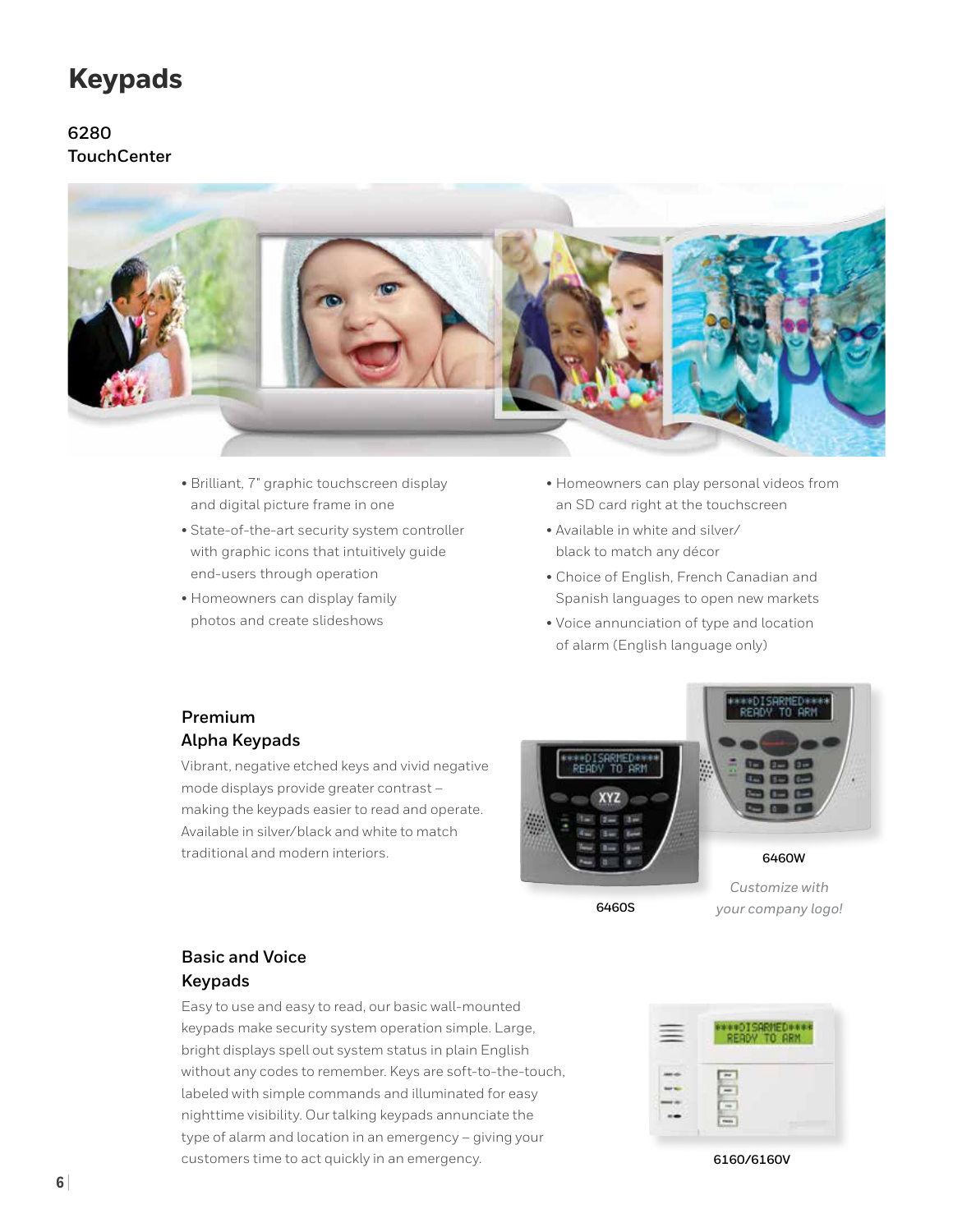# Keypads

## 6280 TouchCenter

- Brilliant, 7" graphic touchscreen display and digital picture frame in one
- State-of-the-art security system controller with graphic icons that intuitively guide end-users through operation
- Homeowners can display family photos and create slideshows
- Homeowners can play personal videos from an SD card right at the touchscreen
- Available in white and silver/black to match any décor
- Choice of English, French Canadian and Spanish languages to open new markets
- Voice annunciation of type and location of alarm (English language only)

## Premium Alpha Keypads

Vibrant, negative etched keys and vivid negative mode displays provide greater contrast – making the keypads easier to read and operate. Available in silver/black and white to match traditional and modern interiors.

6460W

6460S

*Customize with your company logo!*

## Basic and Voice Keypads

Easy to use and easy to read, our basic wall-mounted keypads make security system operation simple. Large, bright displays spell out system status in plain English without any codes to remember. Keys are soft-to-the-touch, labeled with simple commands and illuminated for easy nighttime visibility. Our talking keypads annunciate the type of alarm and location in an emergency – giving your customers time to act quickly in an emergency.

6160/6160V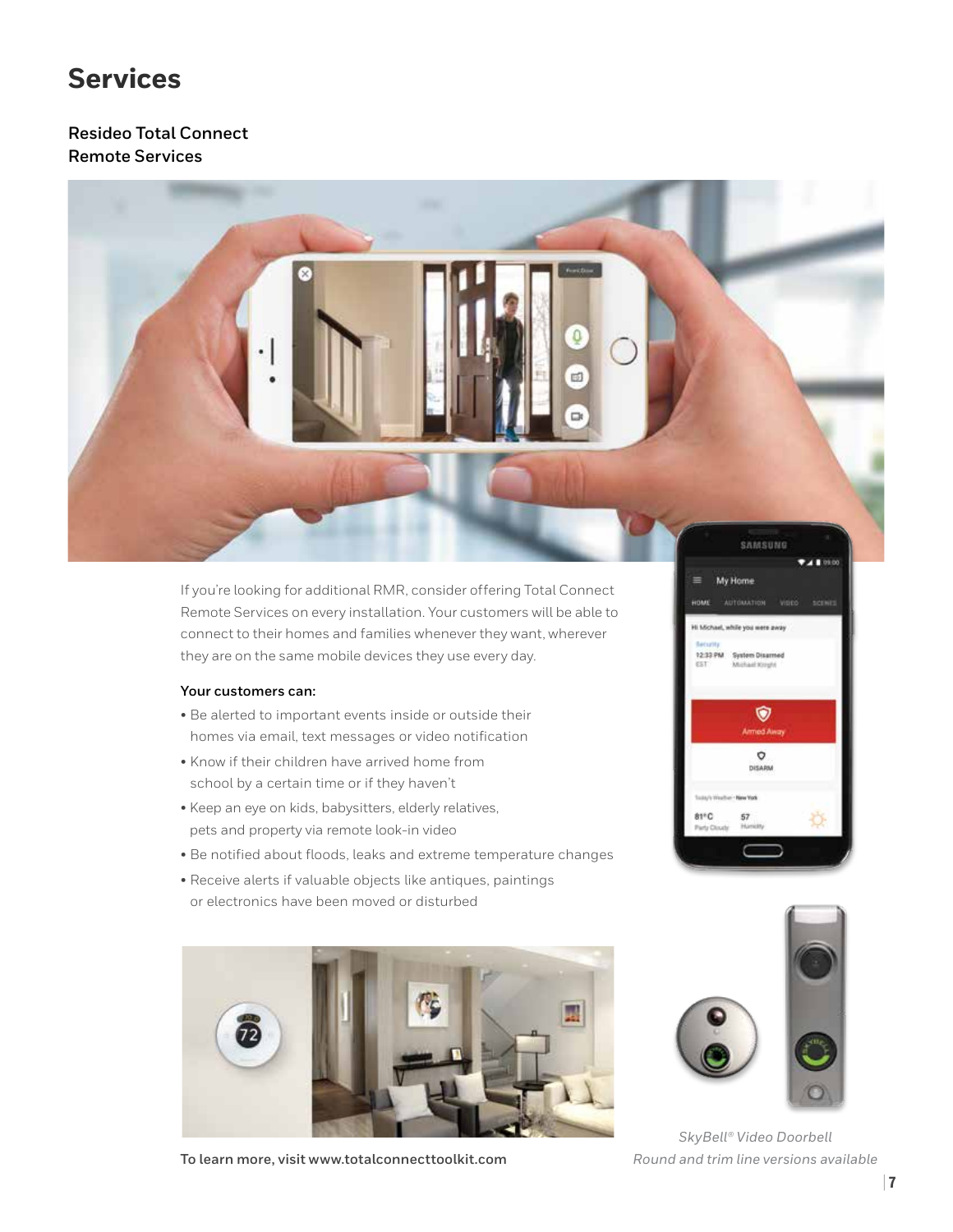# Services

## Resideo Total Connect Remote Services

If you're looking for additional RMR, consider offering Total Connect Remote Services on every installation. Your customers will be able to connect to their homes and families whenever they want, wherever they are on the same mobile devices they use every day.

**Your customers can:**

- Be alerted to important events inside or outside their homes via email, text messages or video notification
- Know if their children have arrived home from school by a certain time or if they haven't
- Keep an eye on kids, babysitters, elderly relatives, pets and property via remote look-in video
- Be notified about floods, leaks and extreme temperature changes
- Receive alerts if valuable objects like antiques, paintings or electronics have been moved or disturbed

*SkyBell® Video Doorbell*
*Round and trim line versions available*

**To learn more, visit www.totalconnecttoolkit.com**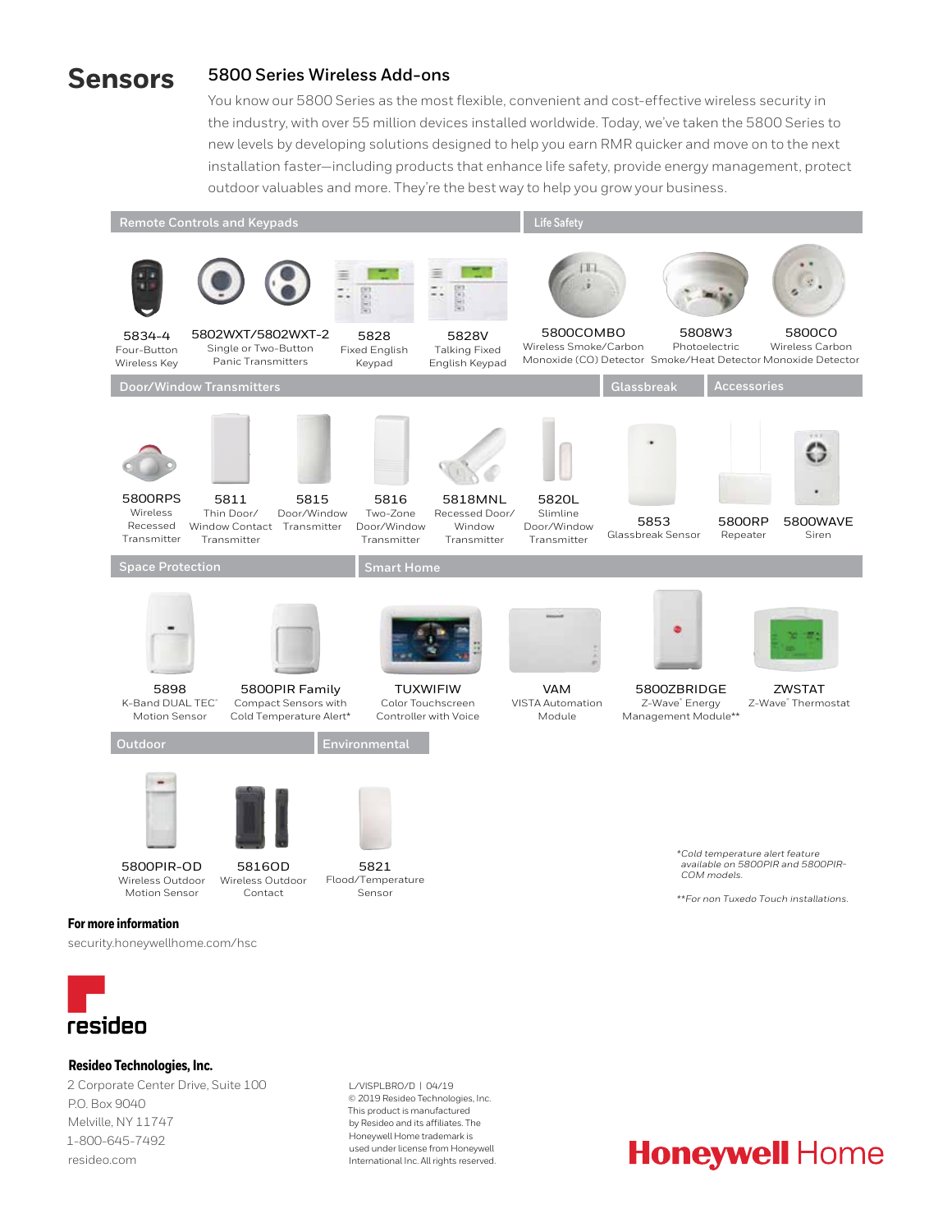# Sensors

## 5800 Series Wireless Add-ons

You know our 5800 Series as the most flexible, convenient and cost-effective wireless security in the industry, with over 55 million devices installed worldwide. Today, we've taken the 5800 Series to new levels by developing solutions designed to help you earn RMR quicker and move on to the next installation faster—including products that enhance life safety, provide energy management, protect outdoor valuables and more. They're the best way to help you grow your business.

### Remote Controls and Keypads

- **5834-4** Four-Button Wireless Key
- **5802WXT/5802WXT-2** Single or Two-Button Panic Transmitters
- **5828** Fixed English Keypad
- **5828V** Talking Fixed English Keypad

### Life Safety

- **5800COMBO** Wireless Smoke/Carbon Monoxide (CO) Detector
- **5808W3** Photoelectric Smoke/Heat Detector
- **5800CO** Wireless Carbon Monoxide Detector

### Door/Window Transmitters

- **5800RPS** Wireless Recessed Transmitter
- **5811** Thin Door/ Window Contact Transmitter
- **5815** Door/Window Transmitter
- **5816** Two-Zone Door/Window Transmitter
- **5818MNL** Recessed Door/ Window Transmitter
- **5820L** Slimline Door/Window Transmitter

### Glassbreak

- **5853** Glassbreak Sensor

### Accessories

- **5800RP** Repeater
- **5800WAVE** Siren

### Space Protection

- **5898** K-Band DUAL TEC® Motion Sensor
- **5800PIR Family** Compact Sensors with Cold Temperature Alert*

### Smart Home

- **TUXWIFIW** Color Touchscreen Controller with Voice
- **VAM** VISTA Automation Module
- **5800ZBRIDGE** Z-Wave® Energy Management Module**
- **ZWSTAT** Z-Wave® Thermostat

### Outdoor

- **5800PIR-OD** Wireless Outdoor Motion Sensor
- **5816OD** Wireless Outdoor Contact

### Environmental

- **5821** Flood/Temperature Sensor

*Cold temperature alert feature available on 5800PIR and 5800PIR-COM models.

**For non Tuxedo Touch installations.

**For more information**

security.honeywellhome.com/hsc

resideo

**Resideo Technologies, Inc.**

2 Corporate Center Drive, Suite 100
P.O. Box 9040
Melville, NY 11747
1-800-645-7492
resideo.com

L/VISPLBRO/D | 04/19
© 2019 Resideo Technologies, Inc.
This product is manufactured by Resideo and its affiliates. The Honeywell Home trademark is used under license from Honeywell International Inc. All rights reserved.

Honeywell Home